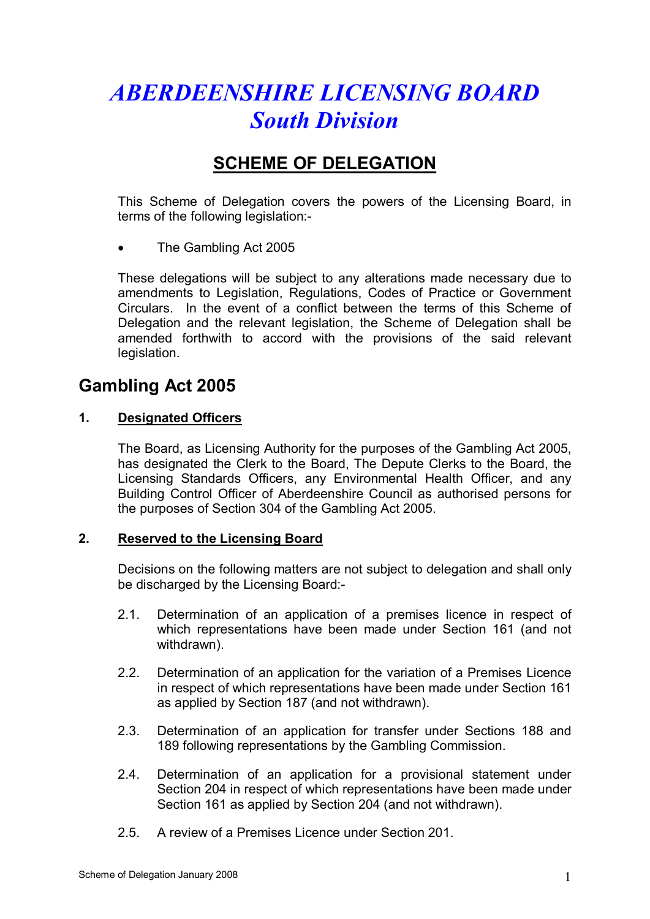# *ABERDEENSHIRE LICENSING BOARD*
# *South Division*

## SCHEME OF DELEGATION

This Scheme of Delegation covers the powers of the Licensing Board, in terms of the following legislation:-

- The Gambling Act 2005

These delegations will be subject to any alterations made necessary due to amendments to Legislation, Regulations, Codes of Practice or Government Circulars. In the event of a conflict between the terms of this Scheme of Delegation and the relevant legislation, the Scheme of Delegation shall be amended forthwith to accord with the provisions of the said relevant legislation.

## Gambling Act 2005

### 1. Designated Officers

The Board, as Licensing Authority for the purposes of the Gambling Act 2005, has designated the Clerk to the Board, The Depute Clerks to the Board, the Licensing Standards Officers, any Environmental Health Officer, and any Building Control Officer of Aberdeenshire Council as authorised persons for the purposes of Section 304 of the Gambling Act 2005.

### 2. Reserved to the Licensing Board

Decisions on the following matters are not subject to delegation and shall only be discharged by the Licensing Board:-

2.1. Determination of an application of a premises licence in respect of which representations have been made under Section 161 (and not withdrawn).

2.2. Determination of an application for the variation of a Premises Licence in respect of which representations have been made under Section 161 as applied by Section 187 (and not withdrawn).

2.3. Determination of an application for transfer under Sections 188 and 189 following representations by the Gambling Commission.

2.4. Determination of an application for a provisional statement under Section 204 in respect of which representations have been made under Section 161 as applied by Section 204 (and not withdrawn).

2.5. A review of a Premises Licence under Section 201.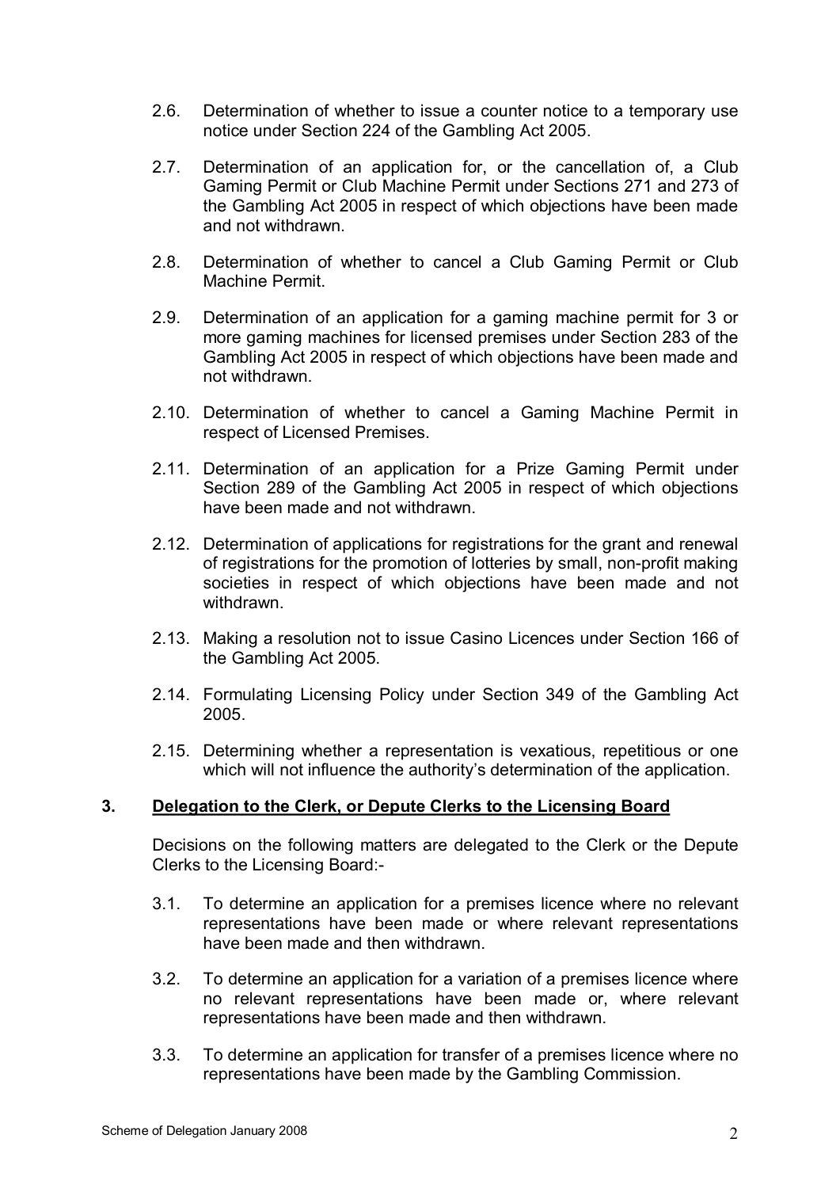2.6. Determination of whether to issue a counter notice to a temporary use notice under Section 224 of the Gambling Act 2005.

2.7. Determination of an application for, or the cancellation of, a Club Gaming Permit or Club Machine Permit under Sections 271 and 273 of the Gambling Act 2005 in respect of which objections have been made and not withdrawn.

2.8. Determination of whether to cancel a Club Gaming Permit or Club Machine Permit.

2.9. Determination of an application for a gaming machine permit for 3 or more gaming machines for licensed premises under Section 283 of the Gambling Act 2005 in respect of which objections have been made and not withdrawn.

2.10. Determination of whether to cancel a Gaming Machine Permit in respect of Licensed Premises.

2.11. Determination of an application for a Prize Gaming Permit under Section 289 of the Gambling Act 2005 in respect of which objections have been made and not withdrawn.

2.12. Determination of applications for registrations for the grant and renewal of registrations for the promotion of lotteries by small, non-profit making societies in respect of which objections have been made and not withdrawn.

2.13. Making a resolution not to issue Casino Licences under Section 166 of the Gambling Act 2005.

2.14. Formulating Licensing Policy under Section 349 of the Gambling Act 2005.

2.15. Determining whether a representation is vexatious, repetitious or one which will not influence the authority's determination of the application.

## 3. Delegation to the Clerk, or Depute Clerks to the Licensing Board

Decisions on the following matters are delegated to the Clerk or the Depute Clerks to the Licensing Board:-

3.1. To determine an application for a premises licence where no relevant representations have been made or where relevant representations have been made and then withdrawn.

3.2. To determine an application for a variation of a premises licence where no relevant representations have been made or, where relevant representations have been made and then withdrawn.

3.3. To determine an application for transfer of a premises licence where no representations have been made by the Gambling Commission.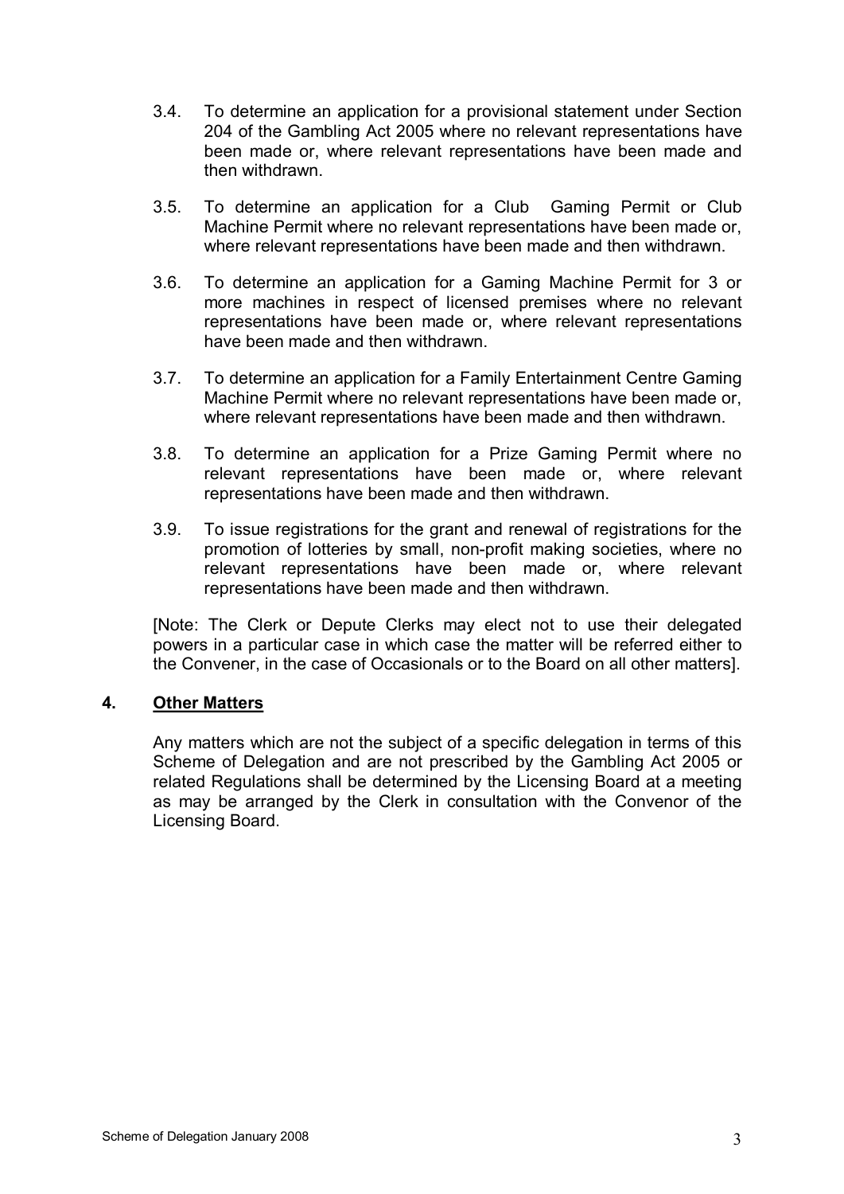3.4. To determine an application for a provisional statement under Section 204 of the Gambling Act 2005 where no relevant representations have been made or, where relevant representations have been made and then withdrawn.

3.5. To determine an application for a Club Gaming Permit or Club Machine Permit where no relevant representations have been made or, where relevant representations have been made and then withdrawn.

3.6. To determine an application for a Gaming Machine Permit for 3 or more machines in respect of licensed premises where no relevant representations have been made or, where relevant representations have been made and then withdrawn.

3.7. To determine an application for a Family Entertainment Centre Gaming Machine Permit where no relevant representations have been made or, where relevant representations have been made and then withdrawn.

3.8. To determine an application for a Prize Gaming Permit where no relevant representations have been made or, where relevant representations have been made and then withdrawn.

3.9. To issue registrations for the grant and renewal of registrations for the promotion of lotteries by small, non-profit making societies, where no relevant representations have been made or, where relevant representations have been made and then withdrawn.

[Note: The Clerk or Depute Clerks may elect not to use their delegated powers in a particular case in which case the matter will be referred either to the Convener, in the case of Occasionals or to the Board on all other matters].

## 4. Other Matters

Any matters which are not the subject of a specific delegation in terms of this Scheme of Delegation and are not prescribed by the Gambling Act 2005 or related Regulations shall be determined by the Licensing Board at a meeting as may be arranged by the Clerk in consultation with the Convenor of the Licensing Board.

Scheme of Delegation January 2008